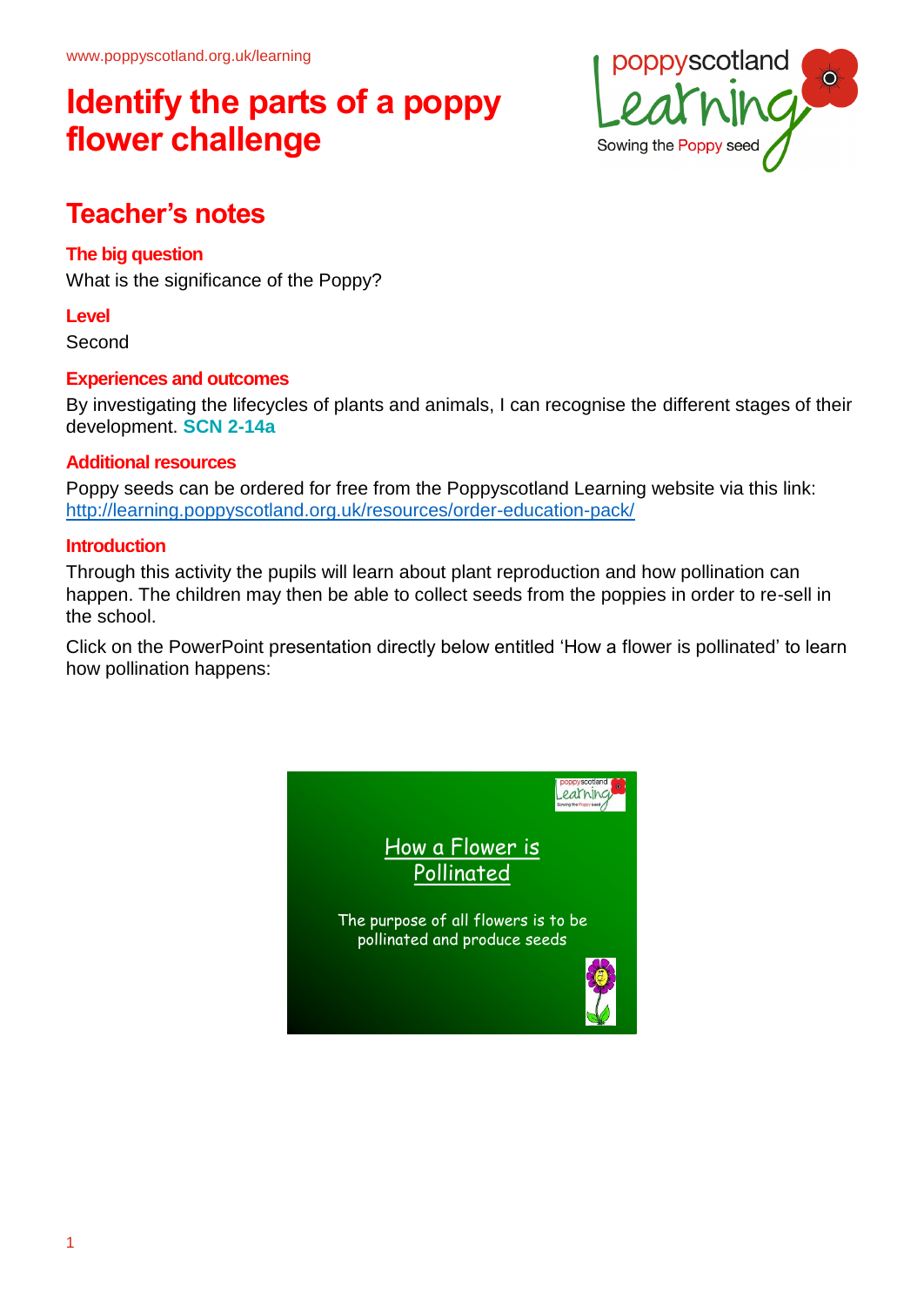www.poppyscotland.org.uk/learning

# Identify the parts of a poppy flower challenge

## Teacher's notes

### The big question

What is the significance of the Poppy?

### Level

Second

### Experiences and outcomes

By investigating the lifecycles of plants and animals, I can recognise the different stages of their development. **SCN 2-14a**

### Additional resources

Poppy seeds can be ordered for free from the Poppyscotland Learning website via this link: http://learning.poppyscotland.org.uk/resources/order-education-pack/

### Introduction

Through this activity the pupils will learn about plant reproduction and how pollination can happen. The children may then be able to collect seeds from the poppies in order to re-sell in the school.

Click on the PowerPoint presentation directly below entitled 'How a flower is pollinated' to learn how pollination happens:

How a Flower is Pollinated

The purpose of all flowers is to be pollinated and produce seeds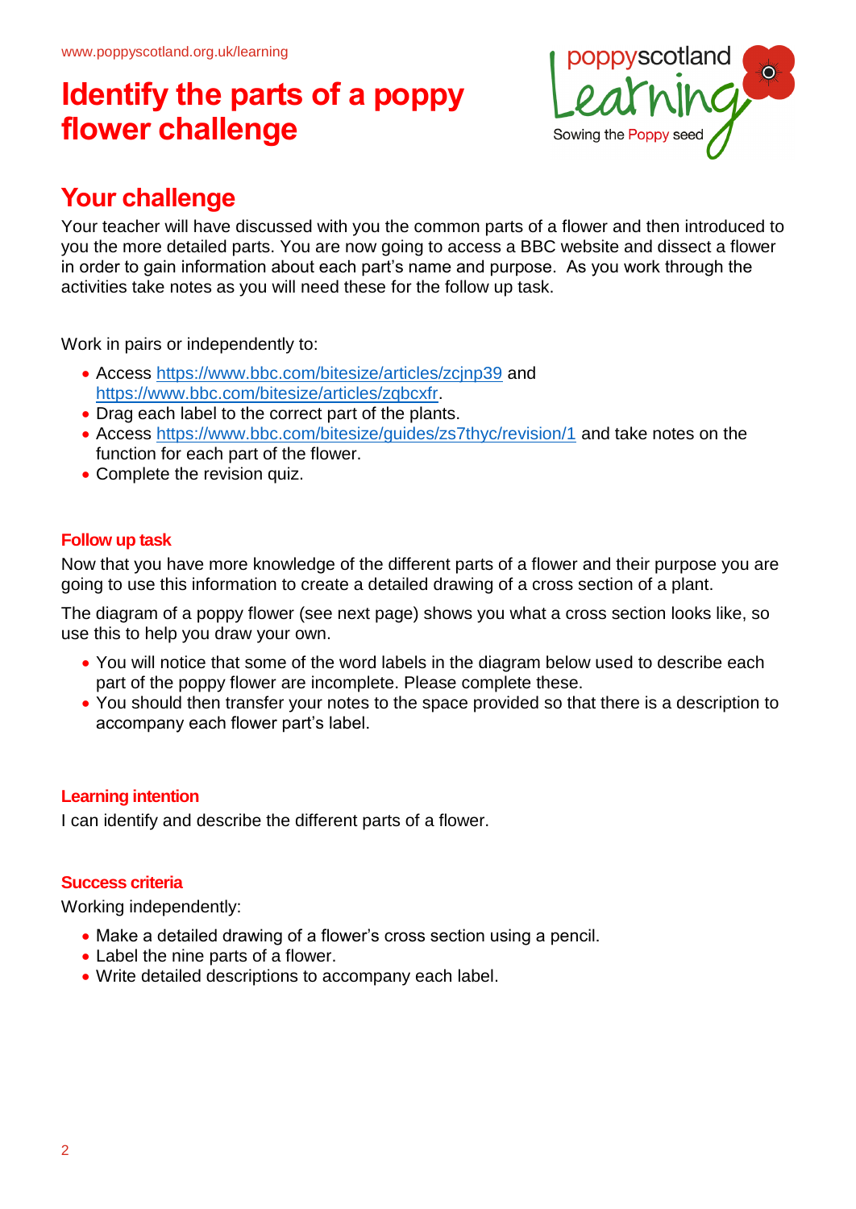# Identify the parts of a poppy flower challenge

## Your challenge

Your teacher will have discussed with you the common parts of a flower and then introduced to you the more detailed parts. You are now going to access a BBC website and dissect a flower in order to gain information about each part's name and purpose. As you work through the activities take notes as you will need these for the follow up task.

Work in pairs or independently to:

- Access https://www.bbc.com/bitesize/articles/zcjnp39 and https://www.bbc.com/bitesize/articles/zqbcxfr.
- Drag each label to the correct part of the plants.
- Access https://www.bbc.com/bitesize/guides/zs7thyc/revision/1 and take notes on the function for each part of the flower.
- Complete the revision quiz.

### Follow up task

Now that you have more knowledge of the different parts of a flower and their purpose you are going to use this information to create a detailed drawing of a cross section of a plant.

The diagram of a poppy flower (see next page) shows you what a cross section looks like, so use this to help you draw your own.

- You will notice that some of the word labels in the diagram below used to describe each part of the poppy flower are incomplete. Please complete these.
- You should then transfer your notes to the space provided so that there is a description to accompany each flower part's label.

### Learning intention

I can identify and describe the different parts of a flower.

### Success criteria

Working independently:

- Make a detailed drawing of a flower's cross section using a pencil.
- Label the nine parts of a flower.
- Write detailed descriptions to accompany each label.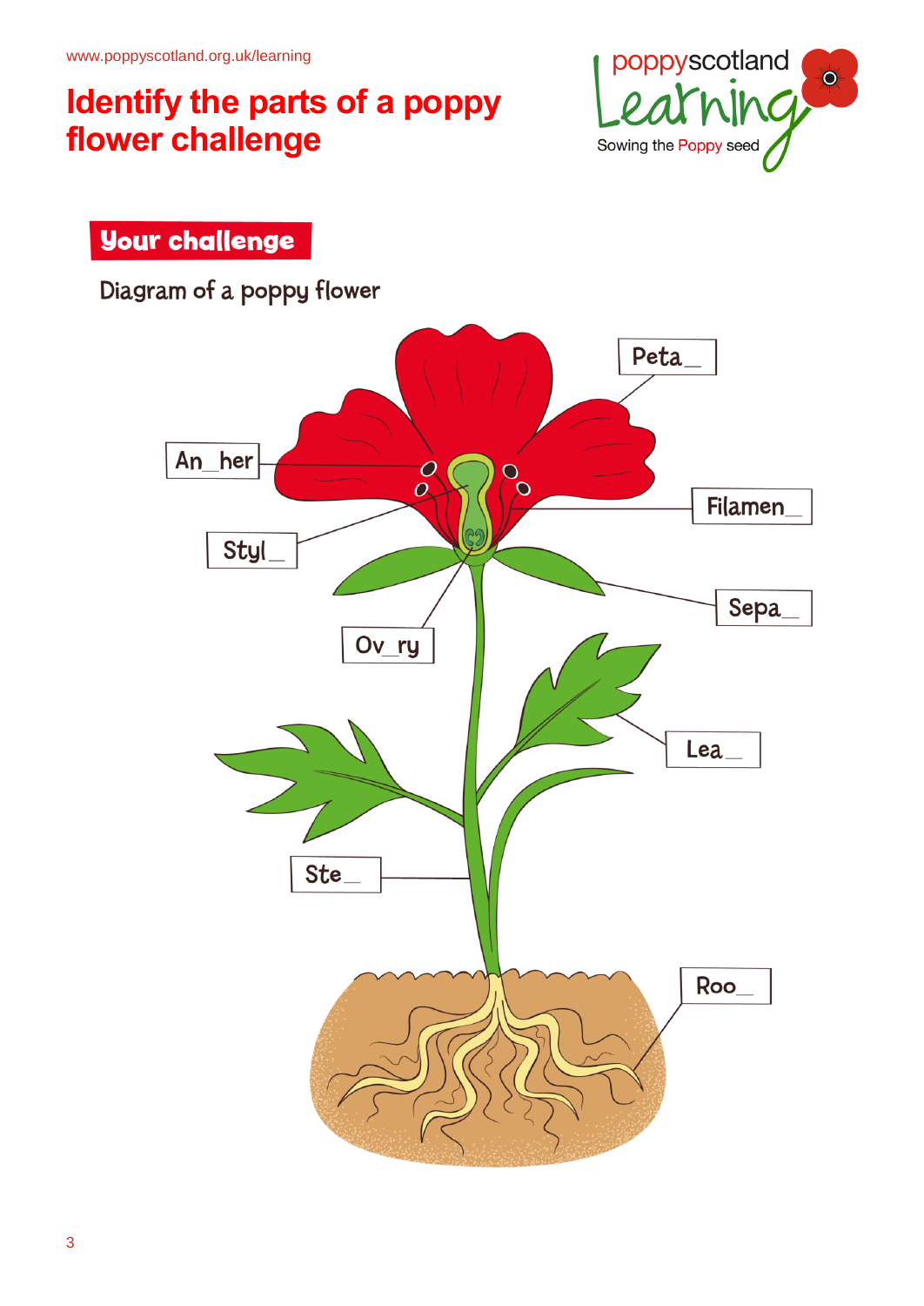www.poppyscotland.org.uk/learning

# Identify the parts of a poppy flower challenge

poppyscotland Learning
Sowing the Poppy seed

## Your challenge

Diagram of a poppy flower

Peta_

An_her

Filamen_

Styl_

Sepa_

Ov_ry

Lea_

Ste_

Roo_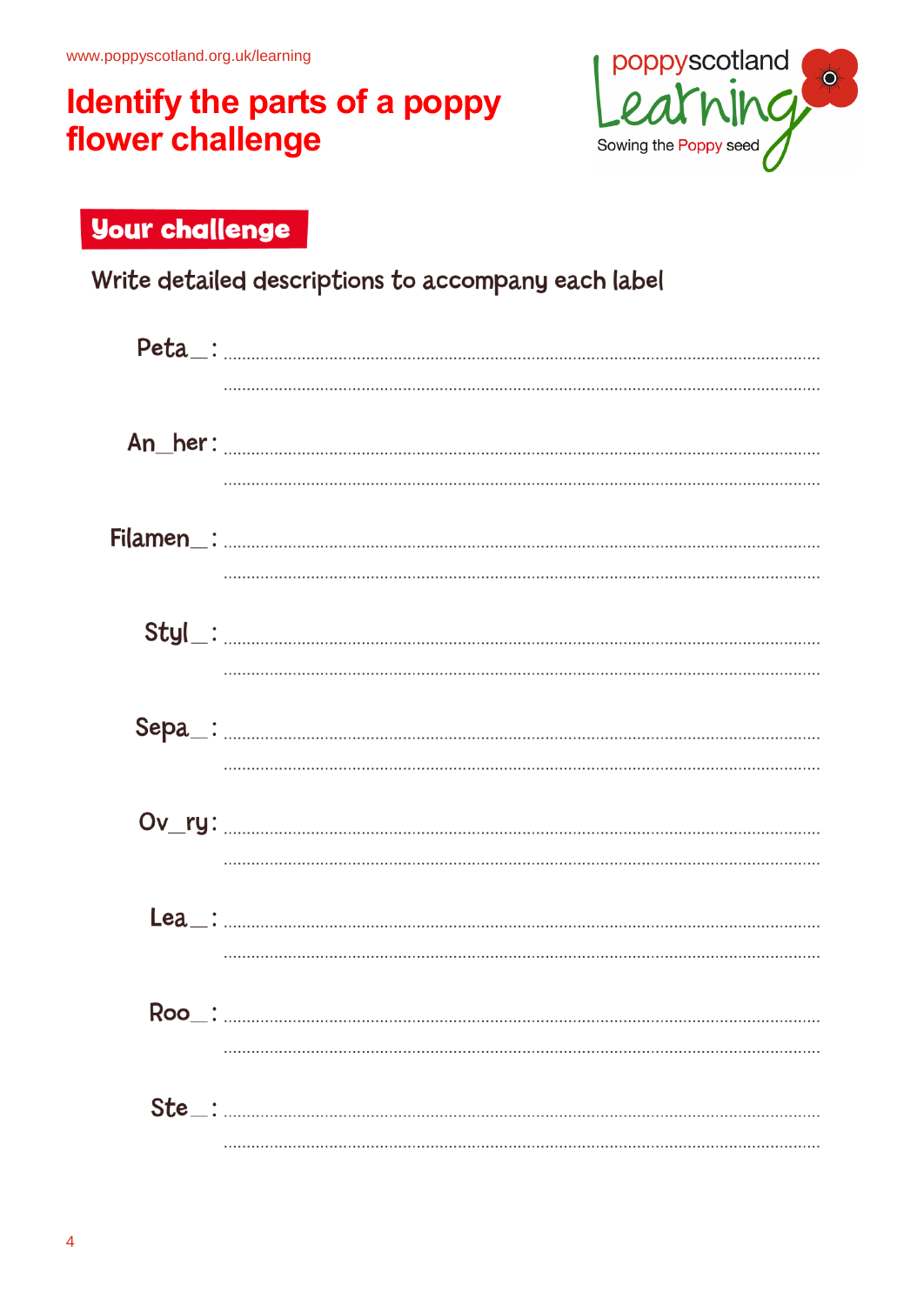www.poppyscotland.org.uk/learning

# Identify the parts of a poppy flower challenge

poppyscotland Learning
Sowing the Poppy seed

## Your challenge

Write detailed descriptions to accompany each label

Peta_: ........................................................................................................
........................................................................................................

An_her: ........................................................................................................
........................................................................................................

Filamen_: ........................................................................................................
........................................................................................................

Styl_: ........................................................................................................
........................................................................................................

Sepa_: ........................................................................................................
........................................................................................................

Ov_ry: ........................................................................................................
........................................................................................................

Lea_: ........................................................................................................
........................................................................................................

Roo_: ........................................................................................................
........................................................................................................

Ste_: ........................................................................................................
........................................................................................................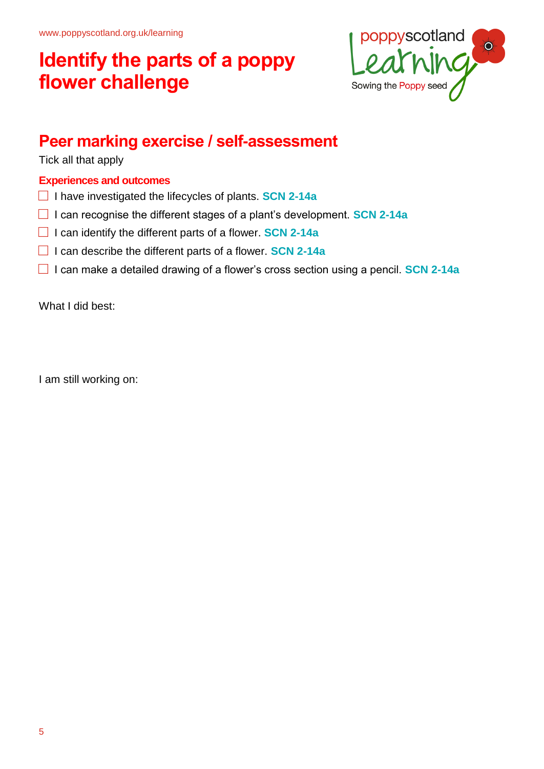www.poppyscotland.org.uk/learning

# Identify the parts of a poppy flower challenge

poppyscotland Learning
Sowing the Poppy seed

## Peer marking exercise / self-assessment

Tick all that apply

### Experiences and outcomes

- ☐ I have investigated the lifecycles of plants. **SCN 2-14a**
- ☐ I can recognise the different stages of a plant's development. **SCN 2-14a**
- ☐ I can identify the different parts of a flower. **SCN 2-14a**
- ☐ I can describe the different parts of a flower. **SCN 2-14a**
- ☐ I can make a detailed drawing of a flower's cross section using a pencil. **SCN 2-14a**

What I did best:

I am still working on: